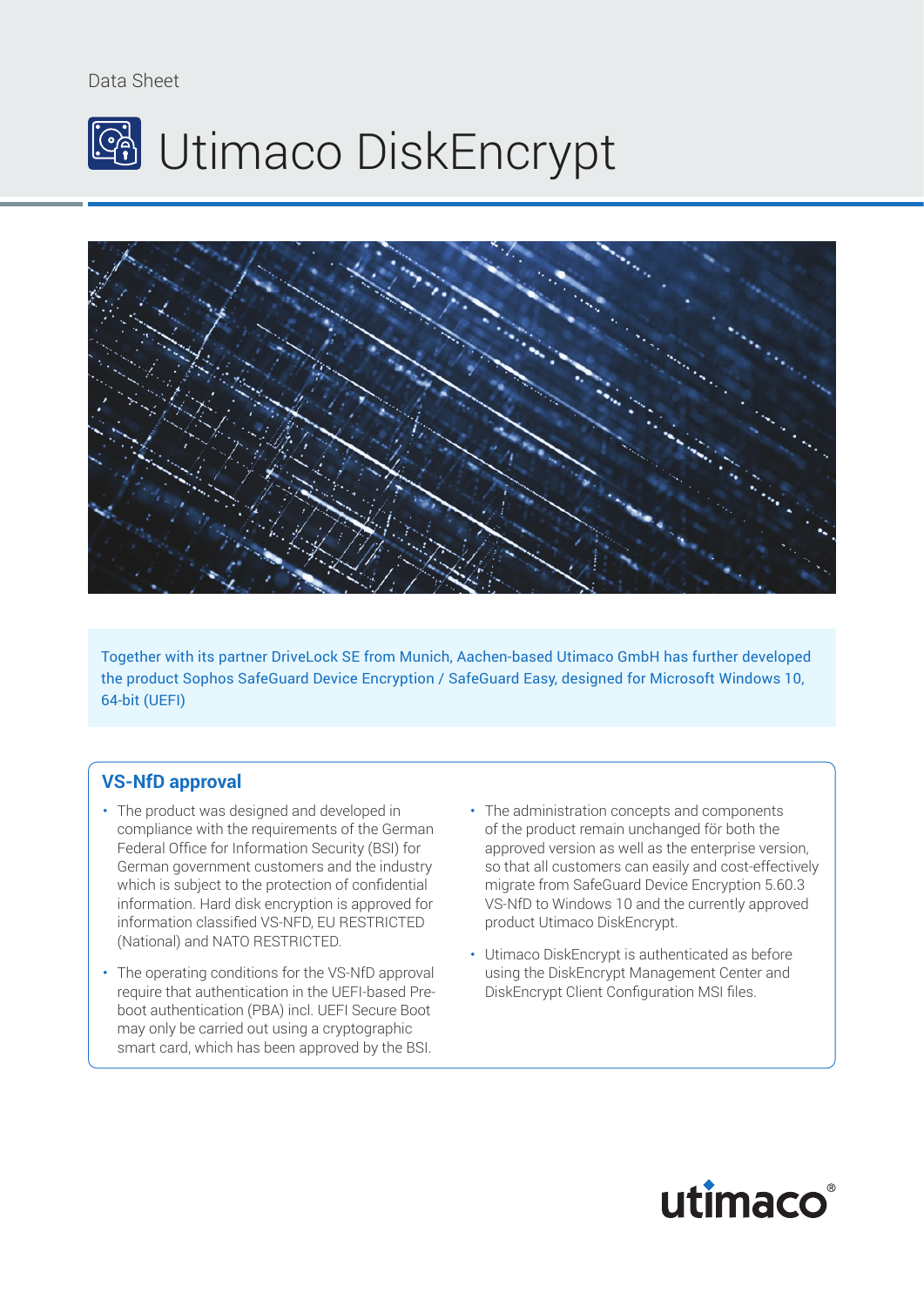Data Sheet

# Utimaco DiskEncrypt

Together with its partner DriveLock SE from Munich, Aachen-based Utimaco GmbH has further developed the product Sophos SafeGuard Device Encryption / SafeGuard Easy, designed for Microsoft Windows 10, 64-bit (UEFI)

## VS-NfD approval

- The product was designed and developed in compliance with the requirements of the German Federal Office for Information Security (BSI) for German government customers and the industry which is subject to the protection of confidential information. Hard disk encryption is approved for information classified VS-NFD, EU RESTRICTED (National) and NATO RESTRICTED.
- The operating conditions for the VS-NfD approval require that authentication in the UEFI-based Pre-boot authentication (PBA) incl. UEFI Secure Boot may only be carried out using a cryptographic smart card, which has been approved by the BSI.
- The administration concepts and components of the product remain unchanged för both the approved version as well as the enterprise version, so that all customers can easily and cost-effectively migrate from SafeGuard Device Encryption 5.60.3 VS-NfD to Windows 10 and the currently approved product Utimaco DiskEncrypt.
- Utimaco DiskEncrypt is authenticated as before using the DiskEncrypt Management Center and DiskEncrypt Client Configuration MSI files.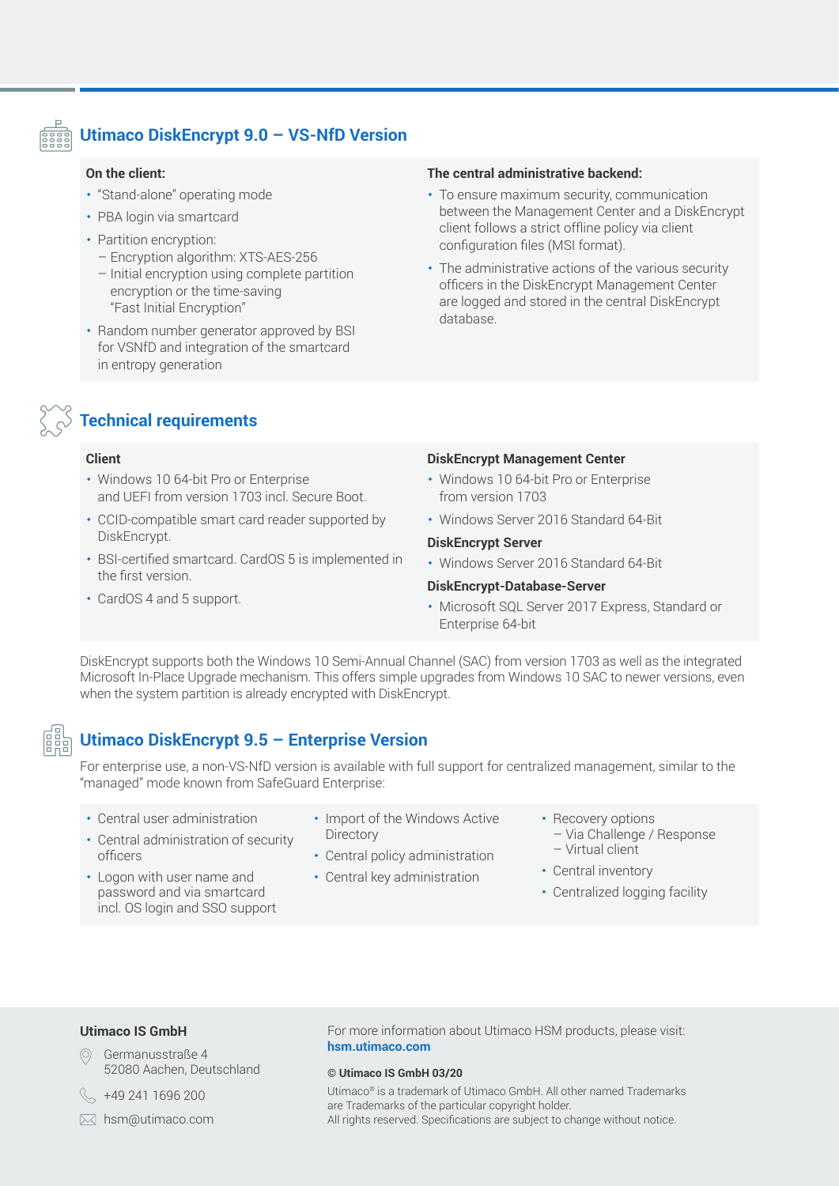## Utimaco DiskEncrypt 9.0 – VS-NfD Version

**On the client:**

- "Stand-alone" operating mode
- PBA login via smartcard
- Partition encryption:
  - Encryption algorithm: XTS-AES-256
  - Initial encryption using complete partition encryption or the time-saving "Fast Initial Encryption"
- Random number generator approved by BSI for VSNfD and integration of the smartcard in entropy generation

**The central administrative backend:**

- To ensure maximum security, communication between the Management Center and a DiskEncrypt client follows a strict offline policy via client configuration files (MSI format).
- The administrative actions of the various security officers in the DiskEncrypt Management Center are logged and stored in the central DiskEncrypt database.

## Technical requirements

**Client**

- Windows 10 64-bit Pro or Enterprise and UEFI from version 1703 incl. Secure Boot.
- CCID-compatible smart card reader supported by DiskEncrypt.
- BSI-certified smartcard. CardOS 5 is implemented in the first version.
- CardOS 4 and 5 support.

**DiskEncrypt Management Center**

- Windows 10 64-bit Pro or Enterprise from version 1703
- Windows Server 2016 Standard 64-Bit

**DiskEncrypt Server**

- Windows Server 2016 Standard 64-Bit

**DiskEncrypt-Database-Server**

- Microsoft SQL Server 2017 Express, Standard or Enterprise 64-bit

DiskEncrypt supports both the Windows 10 Semi-Annual Channel (SAC) from version 1703 as well as the integrated Microsoft In-Place Upgrade mechanism. This offers simple upgrades from Windows 10 SAC to newer versions, even when the system partition is already encrypted with DiskEncrypt.

## Utimaco DiskEncrypt 9.5 – Enterprise Version

For enterprise use, a non-VS-NfD version is available with full support for centralized management, similar to the "managed" mode known from SafeGuard Enterprise:

- Central user administration
- Central administration of security officers
- Logon with user name and password and via smartcard incl. OS login and SSO support
- Import of the Windows Active Directory
- Central policy administration
- Central key administration
- Recovery options
  - Via Challenge / Response
  - Virtual client
- Central inventory
- Centralized logging facility

**Utimaco IS GmbH**

Germanusstraße 4
52080 Aachen, Deutschland

+49 241 1696 200

hsm@utimaco.com

For more information about Utimaco HSM products, please visit:
**hsm.utimaco.com**

**© Utimaco IS GmbH 03/20**

Utimaco® is a trademark of Utimaco GmbH. All other named Trademarks are Trademarks of the particular copyright holder.
All rights reserved. Specifications are subject to change without notice.